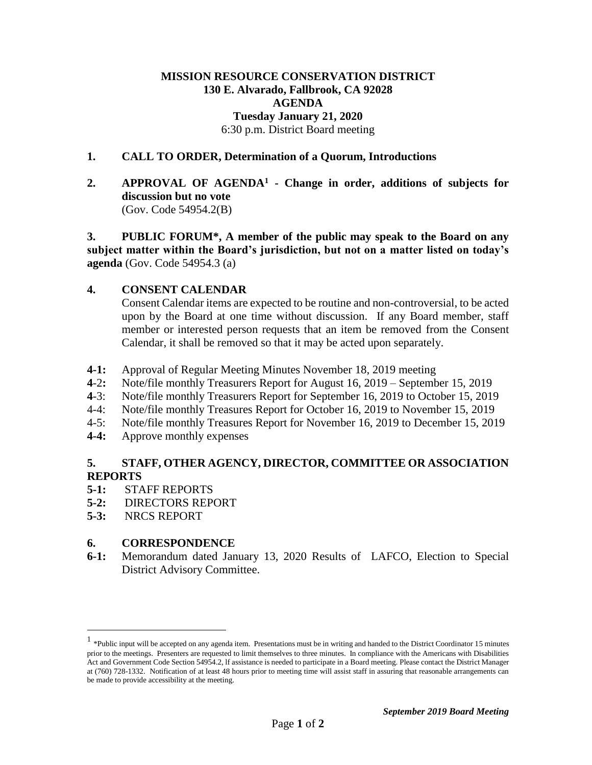**MISSION RESOURCE CONSERVATION DISTRICT**
**130 E. Alvarado, Fallbrook, CA 92028**
**AGENDA**
**Tuesday January 21, 2020**
6:30 p.m. District Board meeting

**1. CALL TO ORDER, Determination of a Quorum, Introductions**

**2. APPROVAL OF AGENDA[1] - Change in order, additions of subjects for discussion but no vote**
(Gov. Code 54954.2(B)

**3. PUBLIC FORUM*, A member of the public may speak to the Board on any subject matter within the Board's jurisdiction, but not on a matter listed on today's agenda** (Gov. Code 54954.3 (a)

**4. CONSENT CALENDAR**

Consent Calendar items are expected to be routine and non-controversial, to be acted upon by the Board at one time without discussion. If any Board member, staff member or interested person requests that an item be removed from the Consent Calendar, it shall be removed so that it may be acted upon separately.

**4-1:** Approval of Regular Meeting Minutes November 18, 2019 meeting
**4**-2**:** Note/file monthly Treasurers Report for August 16, 2019 – September 15, 2019
**4**-3: Note/file monthly Treasurers Report for September 16, 2019 to October 15, 2019
4-4: Note/file monthly Treasures Report for October 16, 2019 to November 15, 2019
4-5: Note/file monthly Treasures Report for November 16, 2019 to December 15, 2019
**4-4:** Approve monthly expenses

**5. STAFF, OTHER AGENCY, DIRECTOR, COMMITTEE OR ASSOCIATION REPORTS**

**5-1:** STAFF REPORTS
**5-2:** DIRECTORS REPORT
**5-3:** NRCS REPORT

**6. CORRESPONDENCE**

**6-1:** Memorandum dated January 13, 2020 Results of LAFCO, Election to Special District Advisory Committee.

---

[1] *Public input will be accepted on any agenda item. Presentations must be in writing and handed to the District Coordinator 15 minutes prior to the meetings. Presenters are requested to limit themselves to three minutes. In compliance with the Americans with Disabilities Act and Government Code Section 54954.2, lf assistance is needed to participate in a Board meeting. Please contact the District Manager at (760) 728-1332. Notification of at least 48 hours prior to meeting time will assist staff in assuring that reasonable arrangements can be made to provide accessibility at the meeting.

***September 2019 Board Meeting***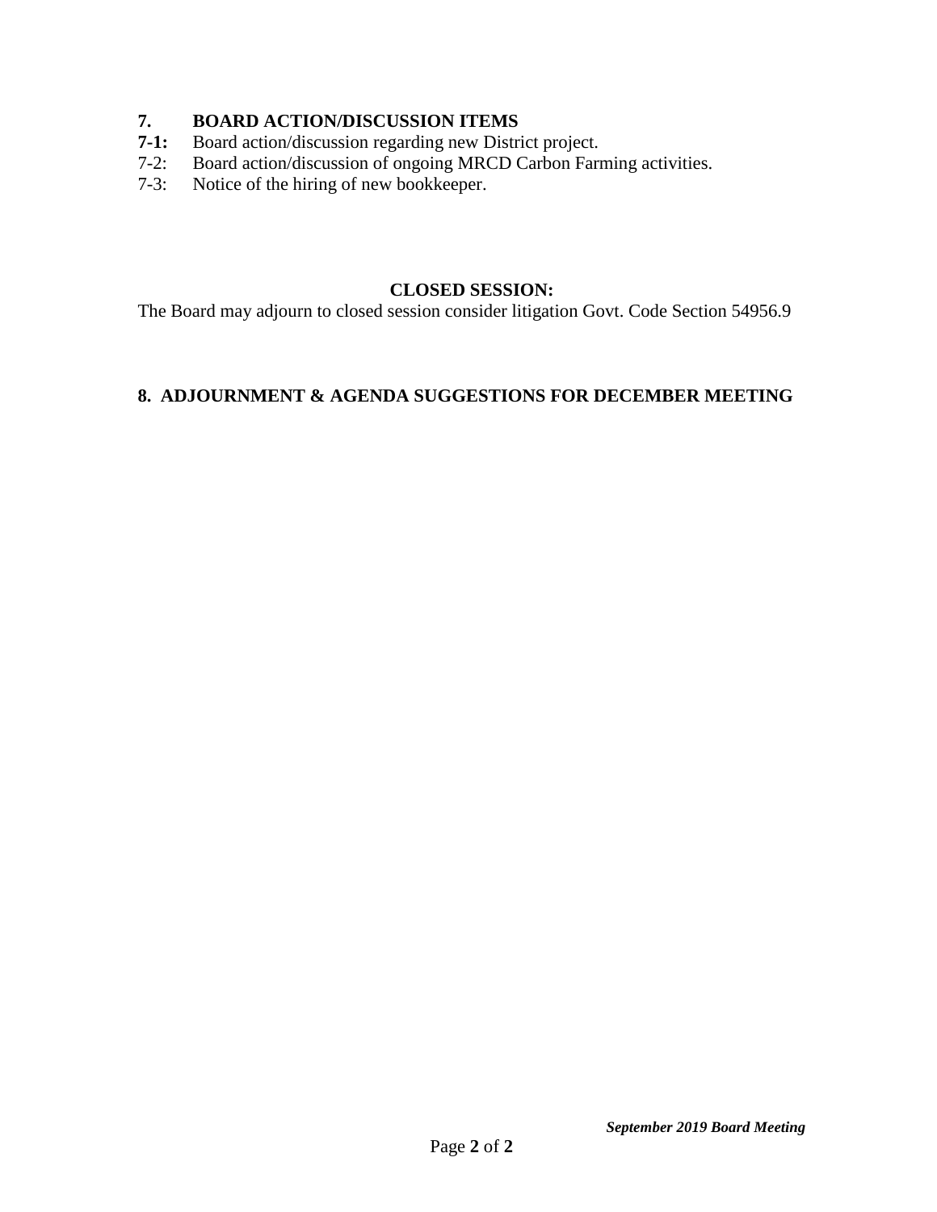## 7. BOARD ACTION/DISCUSSION ITEMS

**7-1:** Board action/discussion regarding new District project.

7-2: Board action/discussion of ongoing MRCD Carbon Farming activities.

7-3: Notice of the hiring of new bookkeeper.

**CLOSED SESSION:**

The Board may adjourn to closed session consider litigation Govt. Code Section 54956.9

## 8. ADJOURNMENT & AGENDA SUGGESTIONS FOR DECEMBER MEETING